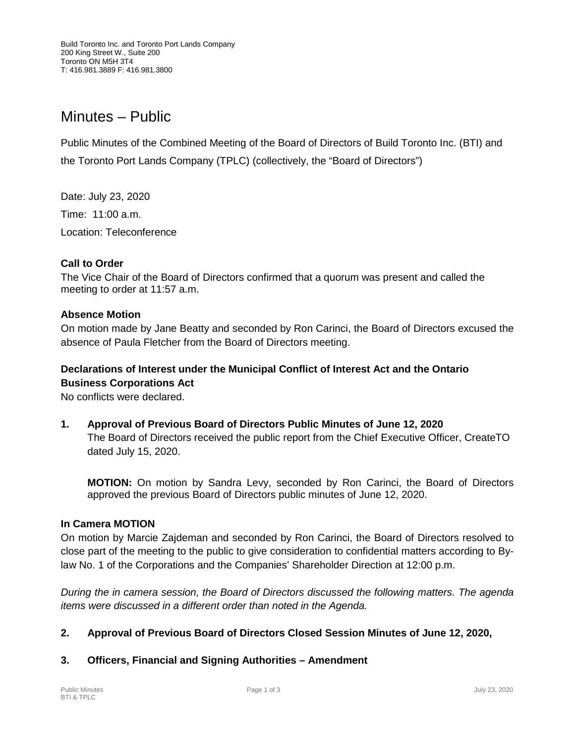Build Toronto Inc. and Toronto Port Lands Company
200 King Street W., Suite 200
Toronto ON M5H 3T4
T: 416.981.3889 F: 416.981.3800

# Minutes – Public

Public Minutes of the Combined Meeting of the Board of Directors of Build Toronto Inc. (BTI) and the Toronto Port Lands Company (TPLC) (collectively, the "Board of Directors")

Date: July 23, 2020

Time: 11:00 a.m.

Location: Teleconference

**Call to Order**

The Vice Chair of the Board of Directors confirmed that a quorum was present and called the meeting to order at 11:57 a.m.

**Absence Motion**

On motion made by Jane Beatty and seconded by Ron Carinci, the Board of Directors excused the absence of Paula Fletcher from the Board of Directors meeting.

**Declarations of Interest under the Municipal Conflict of Interest Act and the Ontario Business Corporations Act**

No conflicts were declared.

**1. Approval of Previous Board of Directors Public Minutes of June 12, 2020**

The Board of Directors received the public report from the Chief Executive Officer, CreateTO dated July 15, 2020.

**MOTION:** On motion by Sandra Levy, seconded by Ron Carinci, the Board of Directors approved the previous Board of Directors public minutes of June 12, 2020.

**In Camera MOTION**

On motion by Marcie Zajdeman and seconded by Ron Carinci, the Board of Directors resolved to close part of the meeting to the public to give consideration to confidential matters according to By-law No. 1 of the Corporations and the Companies' Shareholder Direction at 12:00 p.m.

*During the in camera session, the Board of Directors discussed the following matters. The agenda items were discussed in a different order than noted in the Agenda.*

**2. Approval of Previous Board of Directors Closed Session Minutes of June 12, 2020,**

**3. Officers, Financial and Signing Authorities – Amendment**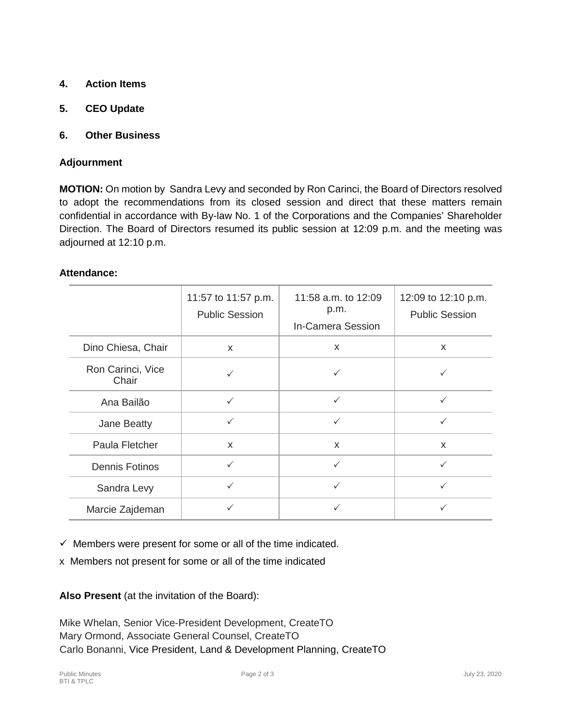## 4. Action Items

## 5. CEO Update

## 6. Other Business

### Adjournment

**MOTION:** On motion by Sandra Levy and seconded by Ron Carinci, the Board of Directors resolved to adopt the recommendations from its closed session and direct that these matters remain confidential in accordance with By-law No. 1 of the Corporations and the Companies' Shareholder Direction. The Board of Directors resumed its public session at 12:09 p.m. and the meeting was adjourned at 12:10 p.m.

**Attendance:**

| | 11:57 to 11:57 p.m. Public Session | 11:58 a.m. to 12:09 p.m. In-Camera Session | 12:09 to 12:10 p.m. Public Session |
|---|---|---|---|
| Dino Chiesa, Chair | x | x | x |
| Ron Carinci, Vice Chair | ✓ | ✓ | ✓ |
| Ana Bailão | ✓ | ✓ | ✓ |
| Jane Beatty | ✓ | ✓ | ✓ |
| Paula Fletcher | x | x | x |
| Dennis Fotinos | ✓ | ✓ | ✓ |
| Sandra Levy | ✓ | ✓ | ✓ |
| Marcie Zajdeman | ✓ | ✓ | ✓ |

✓ Members were present for some or all of the time indicated.

x Members not present for some or all of the time indicated

**Also Present** (at the invitation of the Board):

Mike Whelan, Senior Vice-President Development, CreateTO
Mary Ormond, Associate General Counsel, CreateTO
Carlo Bonanni, Vice President, Land & Development Planning, CreateTO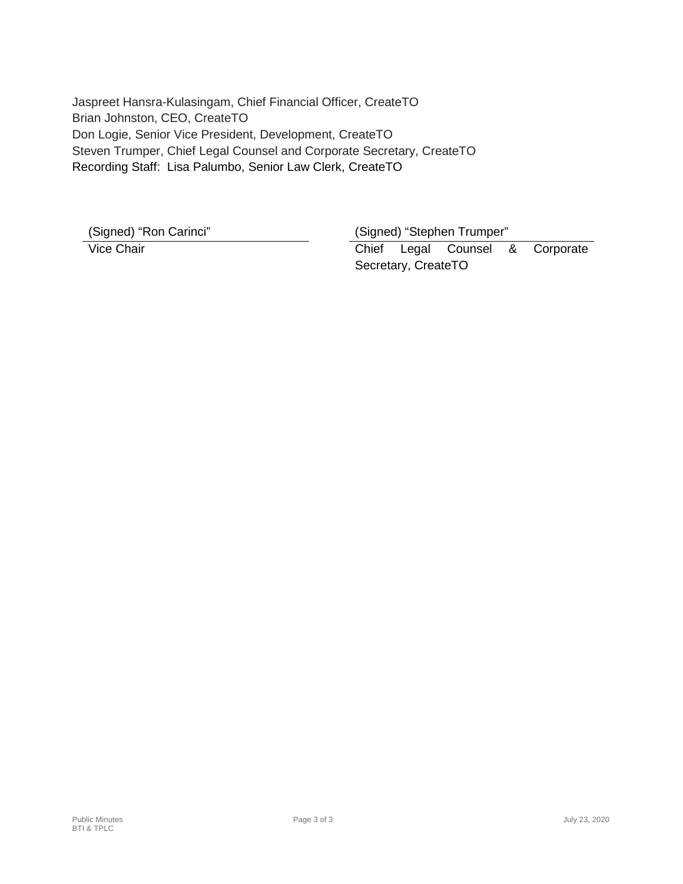Jaspreet Hansra-Kulasingam, Chief Financial Officer, CreateTO
Brian Johnston, CEO, CreateTO
Don Logie, Senior Vice President, Development, CreateTO
Steven Trumper, Chief Legal Counsel and Corporate Secretary, CreateTO
Recording Staff: Lisa Palumbo, Senior Law Clerk, CreateTO

(Signed) "Ron Carinci"
Vice Chair

(Signed) "Stephen Trumper"
Chief Legal Counsel & Corporate Secretary, CreateTO